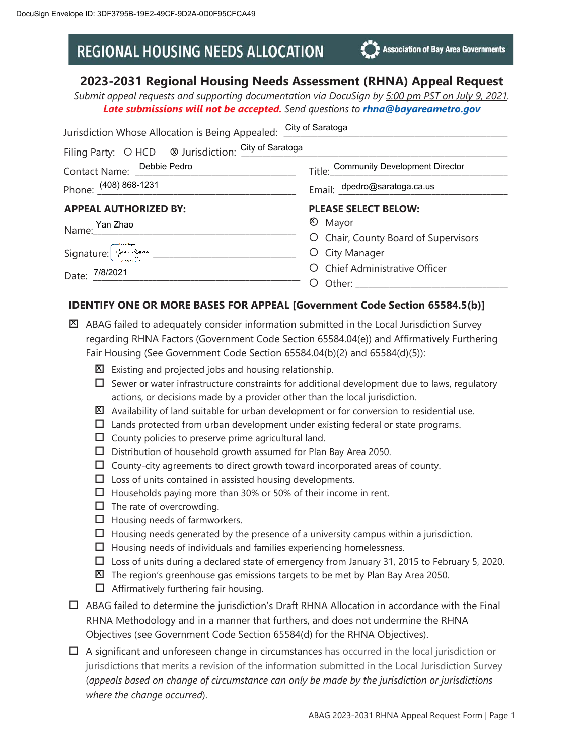DocuSign Envelope ID: 3DF3795B-19E2-49CF-9D2A-0D0F95CFCA49

# REGIONAL HOUSING NEEDS ALLOCATION

Association of Bay Area Governments

## 2023-2031 Regional Housing Needs Assessment (RHNA) Appeal Request

*Submit appeal requests and supporting documentation via DocuSign by 5:00 pm PST on July 9, 2021.*
***Late submissions will not be accepted.*** *Send questions to* ***rhna@bayareametro.gov***

Jurisdiction Whose Allocation is Being Appealed: City of Saratoga

Filing Party: ○ HCD ⊗ Jurisdiction: City of Saratoga

Contact Name: Debbie Pedro

Title: Community Development Director

Phone: (408) 868-1231

Email: dpedro@saratoga.ca.us

**APPEAL AUTHORIZED BY:**

Name: Yan Zhao

Signature: Yan Zhao

Date: 7/8/2021

**PLEASE SELECT BELOW:**

- ⊗ Mayor
- ○ Chair, County Board of Supervisors
- ○ City Manager
- ○ Chief Administrative Officer
- ○ Other: ______________________

### IDENTIFY ONE OR MORE BASES FOR APPEAL [Government Code Section 65584.5(b)]

- ☒ ABAG failed to adequately consider information submitted in the Local Jurisdiction Survey regarding RHNA Factors (Government Code Section 65584.04(e)) and Affirmatively Furthering Fair Housing (See Government Code Section 65584.04(b)(2) and 65584(d)(5)):
  - ☒ Existing and projected jobs and housing relationship.
  - ☐ Sewer or water infrastructure constraints for additional development due to laws, regulatory actions, or decisions made by a provider other than the local jurisdiction.
  - ☒ Availability of land suitable for urban development or for conversion to residential use.
  - ☐ Lands protected from urban development under existing federal or state programs.
  - ☐ County policies to preserve prime agricultural land.
  - ☐ Distribution of household growth assumed for Plan Bay Area 2050.
  - ☐ County-city agreements to direct growth toward incorporated areas of county.
  - ☐ Loss of units contained in assisted housing developments.
  - ☐ Households paying more than 30% or 50% of their income in rent.
  - ☐ The rate of overcrowding.
  - ☐ Housing needs of farmworkers.
  - ☐ Housing needs generated by the presence of a university campus within a jurisdiction.
  - ☐ Housing needs of individuals and families experiencing homelessness.
  - ☐ Loss of units during a declared state of emergency from January 31, 2015 to February 5, 2020.
  - ☒ The region's greenhouse gas emissions targets to be met by Plan Bay Area 2050.
  - ☐ Affirmatively furthering fair housing.
- ☐ ABAG failed to determine the jurisdiction's Draft RHNA Allocation in accordance with the Final RHNA Methodology and in a manner that furthers, and does not undermine the RHNA Objectives (see Government Code Section 65584(d) for the RHNA Objectives).
- ☐ A significant and unforeseen change in circumstances has occurred in the local jurisdiction or jurisdictions that merits a revision of the information submitted in the Local Jurisdiction Survey (*appeals based on change of circumstance can only be made by the jurisdiction or jurisdictions where the change occurred*).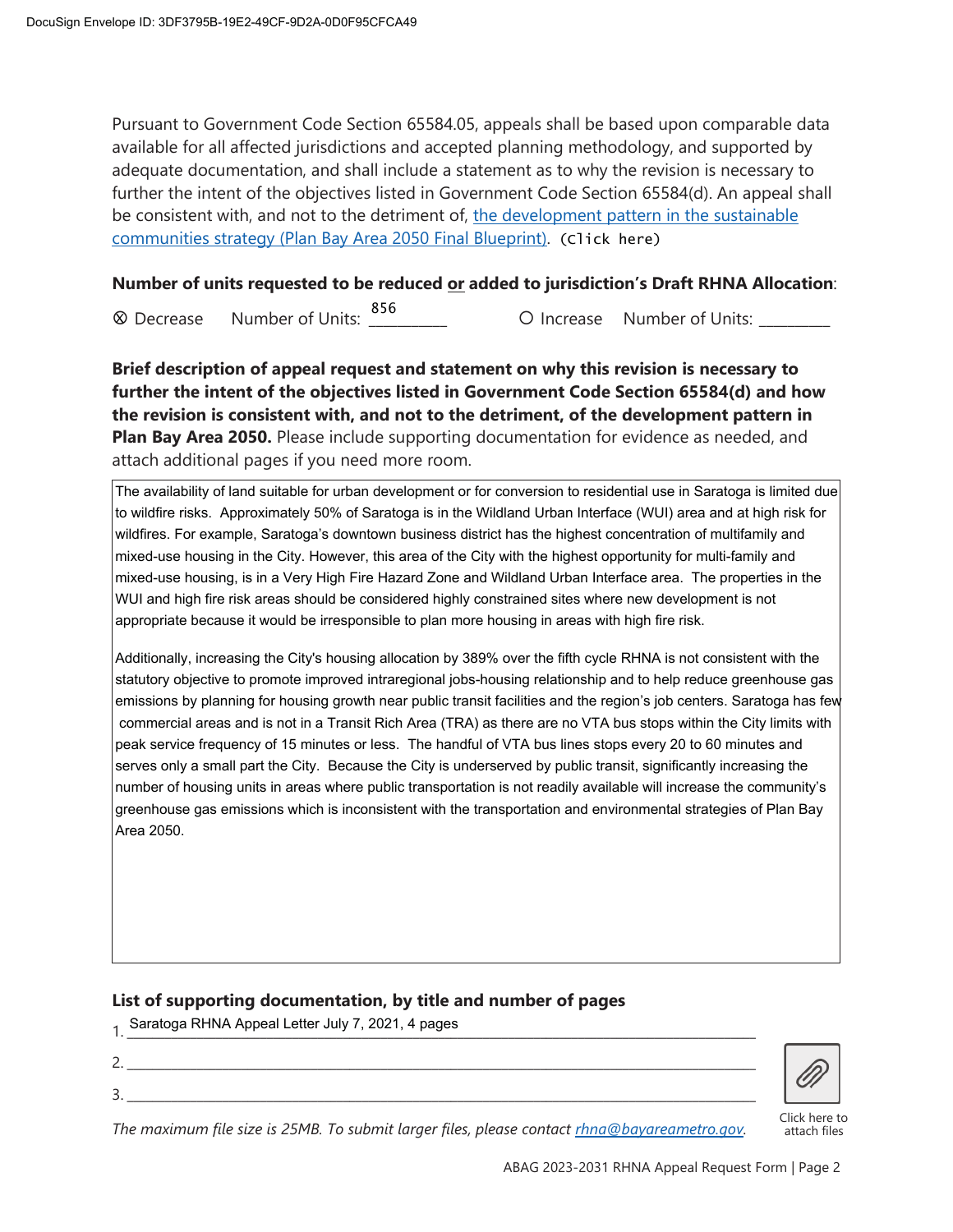Pursuant to Government Code Section 65584.05, appeals shall be based upon comparable data available for all affected jurisdictions and accepted planning methodology, and supported by adequate documentation, and shall include a statement as to why the revision is necessary to further the intent of the objectives listed in Government Code Section 65584(d). An appeal shall be consistent with, and not to the detriment of, the development pattern in the sustainable communities strategy (Plan Bay Area 2050 Final Blueprint). (Click here)

**Number of units requested to be reduced or added to jurisdiction's Draft RHNA Allocation**:

⊗ Decrease Number of Units: 856 ○ Increase Number of Units: _________

**Brief description of appeal request and statement on why this revision is necessary to further the intent of the objectives listed in Government Code Section 65584(d) and how the revision is consistent with, and not to the detriment, of the development pattern in Plan Bay Area 2050.** Please include supporting documentation for evidence as needed, and attach additional pages if you need more room.

The availability of land suitable for urban development or for conversion to residential use in Saratoga is limited due to wildfire risks. Approximately 50% of Saratoga is in the Wildland Urban Interface (WUI) area and at high risk for wildfires. For example, Saratoga's downtown business district has the highest concentration of multifamily and mixed-use housing in the City. However, this area of the City with the highest opportunity for multi-family and mixed-use housing, is in a Very High Fire Hazard Zone and Wildland Urban Interface area. The properties in the WUI and high fire risk areas should be considered highly constrained sites where new development is not appropriate because it would be irresponsible to plan more housing in areas with high fire risk.

Additionally, increasing the City's housing allocation by 389% over the fifth cycle RHNA is not consistent with the statutory objective to promote improved intraregional jobs-housing relationship and to help reduce greenhouse gas emissions by planning for housing growth near public transit facilities and the region's job centers. Saratoga has few commercial areas and is not in a Transit Rich Area (TRA) as there are no VTA bus stops within the City limits with peak service frequency of 15 minutes or less. The handful of VTA bus lines stops every 20 to 60 minutes and serves only a small part the City. Because the City is underserved by public transit, significantly increasing the number of housing units in areas where public transportation is not readily available will increase the community's greenhouse gas emissions which is inconsistent with the transportation and environmental strategies of Plan Bay Area 2050.

**List of supporting documentation, by title and number of pages**

1. Saratoga RHNA Appeal Letter July 7, 2021, 4 pages
2. 
3. 

*The maximum file size is 25MB. To submit larger files, please contact rhna@bayareametro.gov.*

Click here to attach files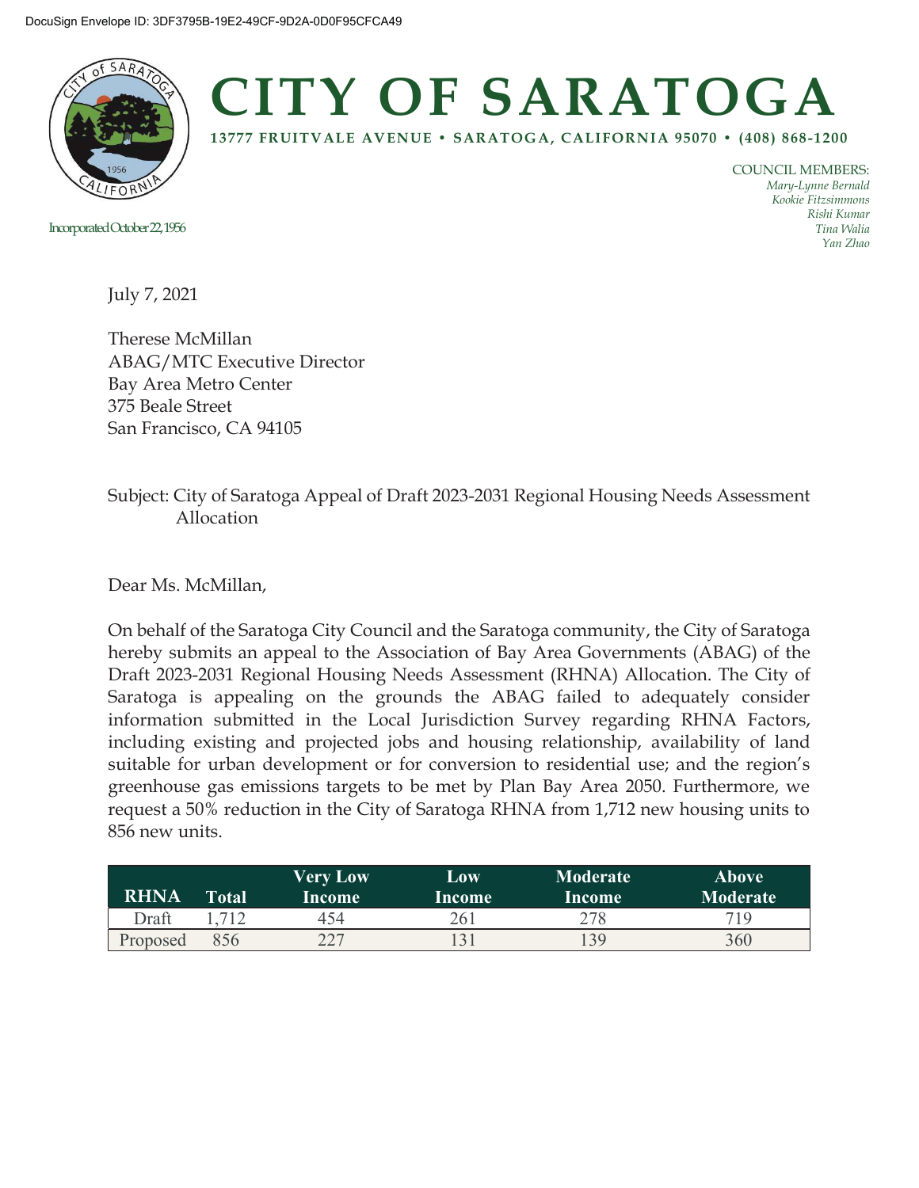DocuSign Envelope ID: 3DF3795B-19E2-49CF-9D2A-0D0F95CFCA49

# CITY OF SARATOGA

**13777 FRUITVALE AVENUE • SARATOGA, CALIFORNIA 95070 • (408) 868-1200**

Incorporated October 22, 1956

COUNCIL MEMBERS:
*Mary-Lynne Bernald*
*Kookie Fitzsimmons*
*Rishi Kumar*
*Tina Walia*
*Yan Zhao*

July 7, 2021

Therese McMillan
ABAG/MTC Executive Director
Bay Area Metro Center
375 Beale Street
San Francisco, CA 94105

Subject: City of Saratoga Appeal of Draft 2023-2031 Regional Housing Needs Assessment Allocation

Dear Ms. McMillan,

On behalf of the Saratoga City Council and the Saratoga community, the City of Saratoga hereby submits an appeal to the Association of Bay Area Governments (ABAG) of the Draft 2023-2031 Regional Housing Needs Assessment (RHNA) Allocation. The City of Saratoga is appealing on the grounds the ABAG failed to adequately consider information submitted in the Local Jurisdiction Survey regarding RHNA Factors, including existing and projected jobs and housing relationship, availability of land suitable for urban development or for conversion to residential use; and the region's greenhouse gas emissions targets to be met by Plan Bay Area 2050. Furthermore, we request a 50% reduction in the City of Saratoga RHNA from 1,712 new housing units to 856 new units.

| RHNA | Total | Very Low Income | Low Income | Moderate Income | Above Moderate |
|---|---|---|---|---|---|
| Draft | 1,712 | 454 | 261 | 278 | 719 |
| Proposed | 856 | 227 | 131 | 139 | 360 |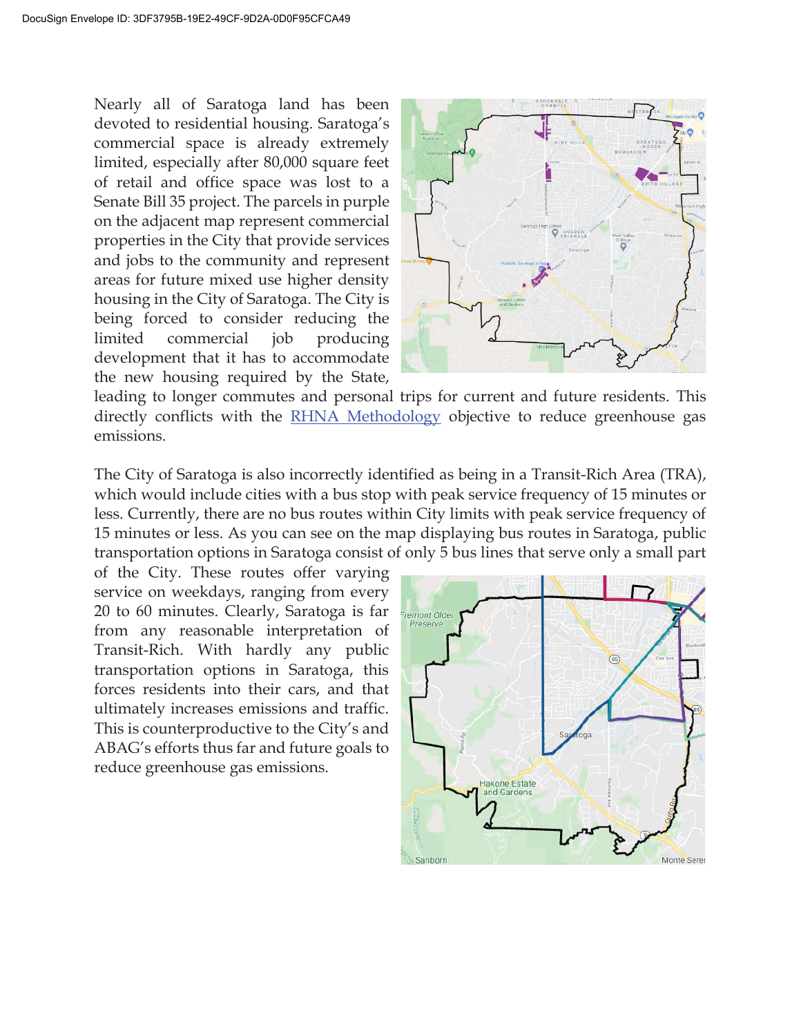Nearly all of Saratoga land has been devoted to residential housing. Saratoga's commercial space is already extremely limited, especially after 80,000 square feet of retail and office space was lost to a Senate Bill 35 project. The parcels in purple on the adjacent map represent commercial properties in the City that provide services and jobs to the community and represent areas for future mixed use higher density housing in the City of Saratoga. The City is being forced to consider reducing the limited commercial job producing development that it has to accommodate the new housing required by the State, leading to longer commutes and personal trips for current and future residents. This directly conflicts with the [RHNA Methodology](RHNA Methodology) objective to reduce greenhouse gas emissions.

The City of Saratoga is also incorrectly identified as being in a Transit-Rich Area (TRA), which would include cities with a bus stop with peak service frequency of 15 minutes or less. Currently, there are no bus routes within City limits with peak service frequency of 15 minutes or less. As you can see on the map displaying bus routes in Saratoga, public transportation options in Saratoga consist of only 5 bus lines that serve only a small part of the City. These routes offer varying service on weekdays, ranging from every 20 to 60 minutes. Clearly, Saratoga is far from any reasonable interpretation of Transit-Rich. With hardly any public transportation options in Saratoga, this forces residents into their cars, and that ultimately increases emissions and traffic. This is counterproductive to the City's and ABAG's efforts thus far and future goals to reduce greenhouse gas emissions.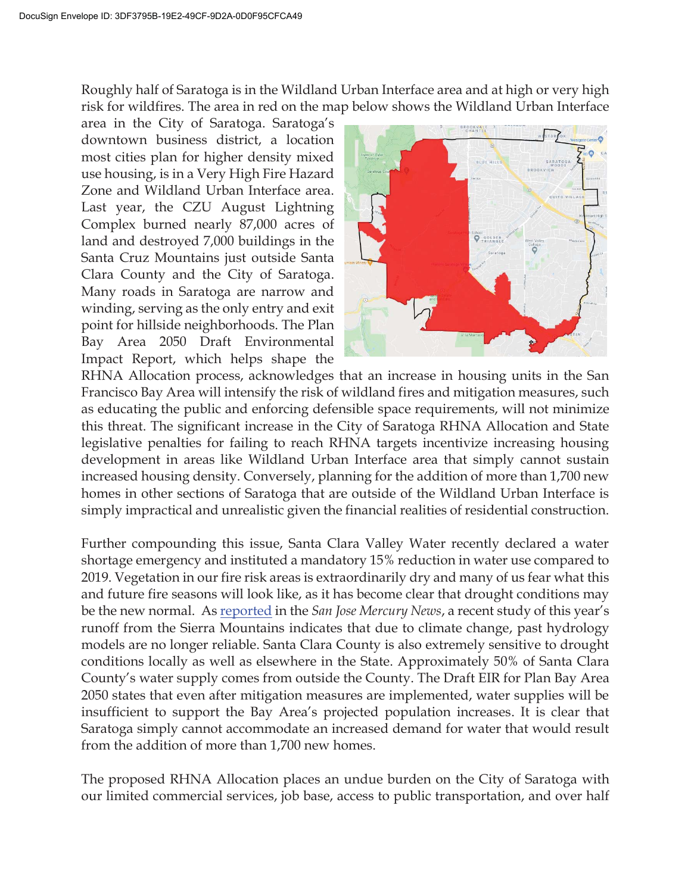Roughly half of Saratoga is in the Wildland Urban Interface area and at high or very high risk for wildfires. The area in red on the map below shows the Wildland Urban Interface area in the City of Saratoga. Saratoga's downtown business district, a location most cities plan for higher density mixed use housing, is in a Very High Fire Hazard Zone and Wildland Urban Interface area. Last year, the CZU August Lightning Complex burned nearly 87,000 acres of land and destroyed 7,000 buildings in the Santa Cruz Mountains just outside Santa Clara County and the City of Saratoga. Many roads in Saratoga are narrow and winding, serving as the only entry and exit point for hillside neighborhoods. The Plan Bay Area 2050 Draft Environmental Impact Report, which helps shape the RHNA Allocation process, acknowledges that an increase in housing units in the San Francisco Bay Area will intensify the risk of wildland fires and mitigation measures, such as educating the public and enforcing defensible space requirements, will not minimize this threat. The significant increase in the City of Saratoga RHNA Allocation and State legislative penalties for failing to reach RHNA targets incentivize increasing housing development in areas like Wildland Urban Interface area that simply cannot sustain increased housing density. Conversely, planning for the addition of more than 1,700 new homes in other sections of Saratoga that are outside of the Wildland Urban Interface is simply impractical and unrealistic given the financial realities of residential construction.

Further compounding this issue, Santa Clara Valley Water recently declared a water shortage emergency and instituted a mandatory 15% reduction in water use compared to 2019. Vegetation in our fire risk areas is extraordinarily dry and many of us fear what this and future fire seasons will look like, as it has become clear that drought conditions may be the new normal. As reported in the *San Jose Mercury News*, a recent study of this year's runoff from the Sierra Mountains indicates that due to climate change, past hydrology models are no longer reliable. Santa Clara County is also extremely sensitive to drought conditions locally as well as elsewhere in the State. Approximately 50% of Santa Clara County's water supply comes from outside the County. The Draft EIR for Plan Bay Area 2050 states that even after mitigation measures are implemented, water supplies will be insufficient to support the Bay Area's projected population increases. It is clear that Saratoga simply cannot accommodate an increased demand for water that would result from the addition of more than 1,700 new homes.

The proposed RHNA Allocation places an undue burden on the City of Saratoga with our limited commercial services, job base, access to public transportation, and over half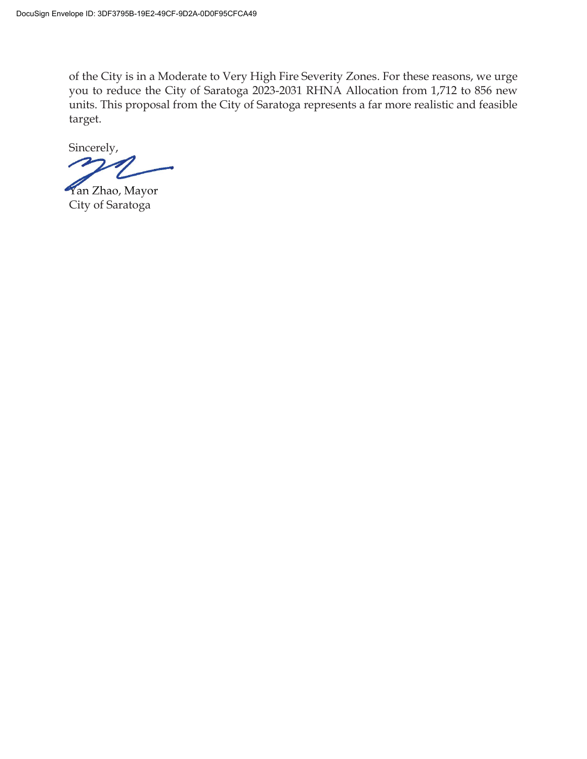of the City is in a Moderate to Very High Fire Severity Zones. For these reasons, we urge you to reduce the City of Saratoga 2023-2031 RHNA Allocation from 1,712 to 856 new units. This proposal from the City of Saratoga represents a far more realistic and feasible target.

Sincerely,

Yan Zhao, Mayor
City of Saratoga